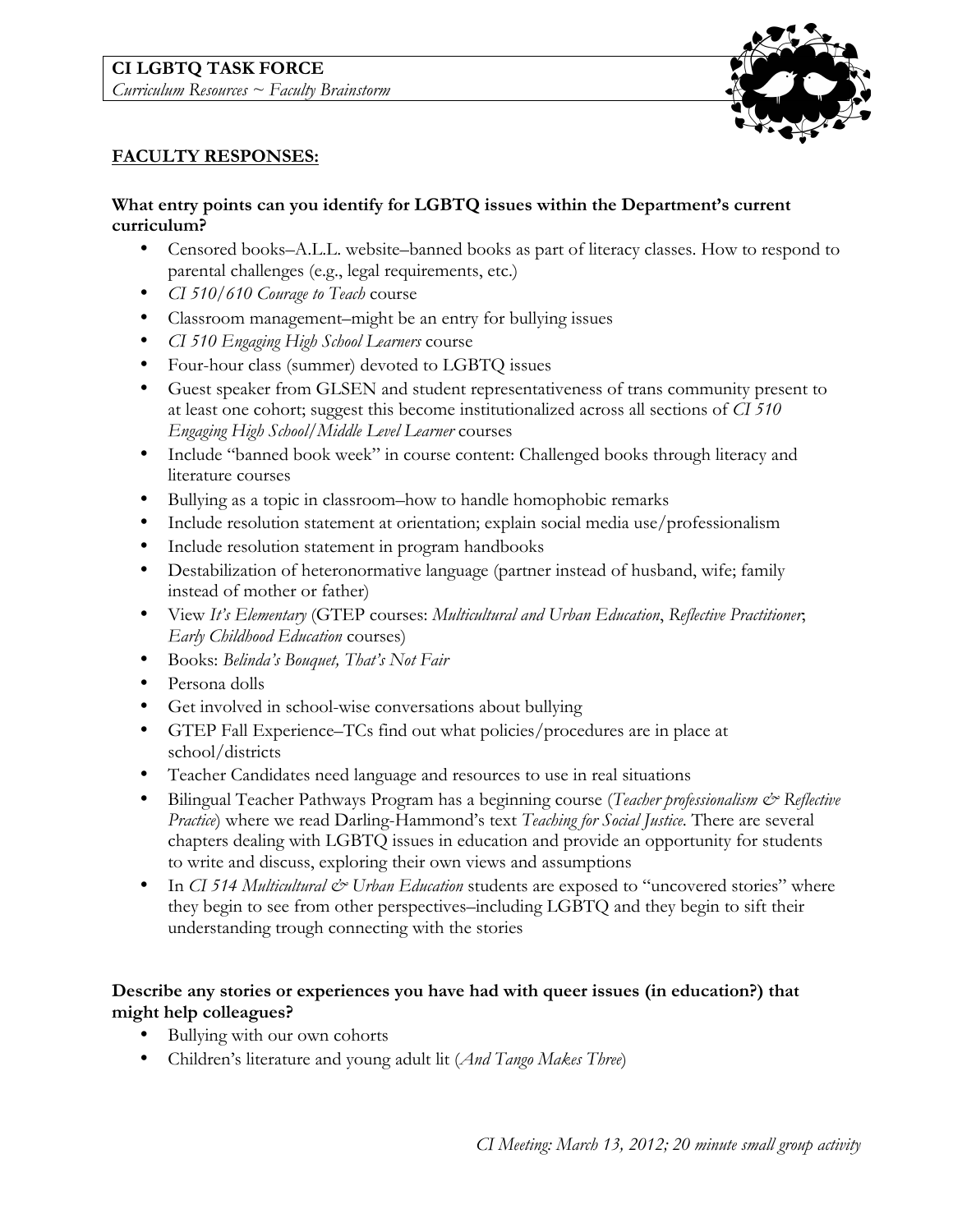**CI LGBTQ TASK FORCE**

*Curriculum Resources ~ Faculty Brainstorm*

**FACULTY RESPONSES:**

**What entry points can you identify for LGBTQ issues within the Department's current curriculum?**

- Censored books–A.L.L. website–banned books as part of literacy classes. How to respond to parental challenges (e.g., legal requirements, etc.)
- *CI 510/610 Courage to Teach* course
- Classroom management–might be an entry for bullying issues
- *CI 510 Engaging High School Learners* course
- Four-hour class (summer) devoted to LGBTQ issues
- Guest speaker from GLSEN and student representativeness of trans community present to at least one cohort; suggest this become institutionalized across all sections of *CI 510 Engaging High School/Middle Level Learner* courses
- Include "banned book week" in course content: Challenged books through literacy and literature courses
- Bullying as a topic in classroom–how to handle homophobic remarks
- Include resolution statement at orientation; explain social media use/professionalism
- Include resolution statement in program handbooks
- Destabilization of heteronormative language (partner instead of husband, wife; family instead of mother or father)
- View *It's Elementary* (GTEP courses: *Multicultural and Urban Education*, *Reflective Practitioner*; *Early Childhood Education* courses)
- Books: *Belinda's Bouquet, That's Not Fair*
- Persona dolls
- Get involved in school-wise conversations about bullying
- GTEP Fall Experience–TCs find out what policies/procedures are in place at school/districts
- Teacher Candidates need language and resources to use in real situations
- Bilingual Teacher Pathways Program has a beginning course (*Teacher professionalism & Reflective Practice*) where we read Darling-Hammond's text *Teaching for Social Justice*. There are several chapters dealing with LGBTQ issues in education and provide an opportunity for students to write and discuss, exploring their own views and assumptions
- In *CI 514 Multicultural & Urban Education* students are exposed to "uncovered stories" where they begin to see from other perspectives–including LGBTQ and they begin to sift their understanding trough connecting with the stories

**Describe any stories or experiences you have had with queer issues (in education?) that might help colleagues?**

- Bullying with our own cohorts
- Children's literature and young adult lit (*And Tango Makes Three*)

*CI Meeting: March 13, 2012; 20 minute small group activity*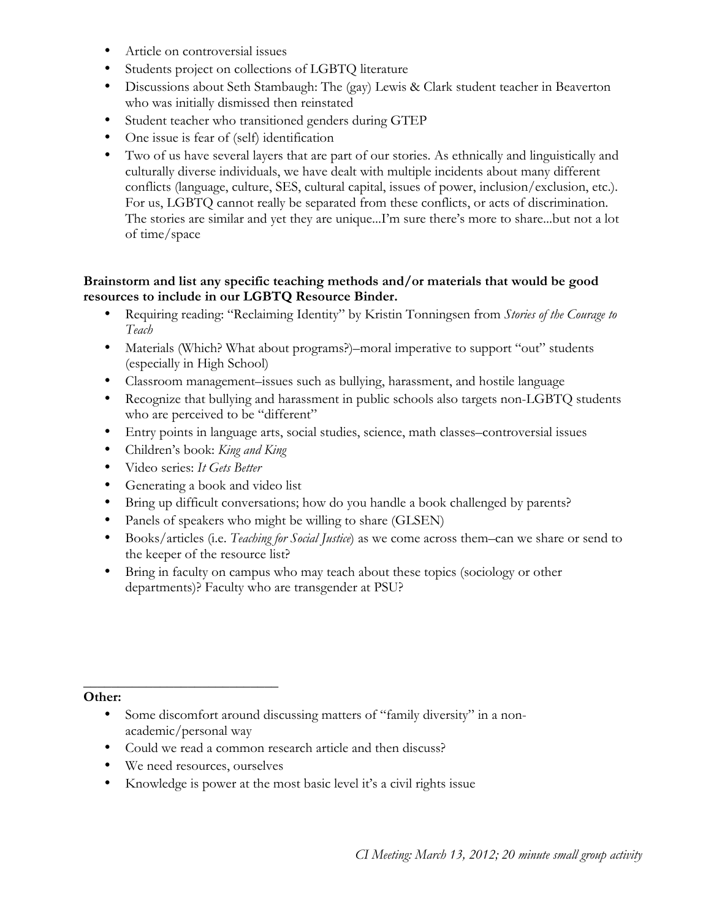- Article on controversial issues
- Students project on collections of LGBTQ literature
- Discussions about Seth Stambaugh: The (gay) Lewis & Clark student teacher in Beaverton who was initially dismissed then reinstated
- Student teacher who transitioned genders during GTEP
- One issue is fear of (self) identification
- Two of us have several layers that are part of our stories. As ethnically and linguistically and culturally diverse individuals, we have dealt with multiple incidents about many different conflicts (language, culture, SES, cultural capital, issues of power, inclusion/exclusion, etc.). For us, LGBTQ cannot really be separated from these conflicts, or acts of discrimination. The stories are similar and yet they are unique...I'm sure there's more to share...but not a lot of time/space

**Brainstorm and list any specific teaching methods and/or materials that would be good resources to include in our LGBTQ Resource Binder.**

- Requiring reading: "Reclaiming Identity" by Kristin Tonningsen from *Stories of the Courage to Teach*
- Materials (Which? What about programs?)–moral imperative to support "out" students (especially in High School)
- Classroom management–issues such as bullying, harassment, and hostile language
- Recognize that bullying and harassment in public schools also targets non-LGBTQ students who are perceived to be "different"
- Entry points in language arts, social studies, science, math classes–controversial issues
- Children's book: *King and King*
- Video series: *It Gets Better*
- Generating a book and video list
- Bring up difficult conversations; how do you handle a book challenged by parents?
- Panels of speakers who might be willing to share (GLSEN)
- Books/articles (i.e. *Teaching for Social Justice*) as we come across them–can we share or send to the keeper of the resource list?
- Bring in faculty on campus who may teach about these topics (sociology or other departments)? Faculty who are transgender at PSU?

---

**Other:**

- Some discomfort around discussing matters of "family diversity" in a non-academic/personal way
- Could we read a common research article and then discuss?
- We need resources, ourselves
- Knowledge is power at the most basic level it's a civil rights issue

*CI Meeting: March 13, 2012; 20 minute small group activity*